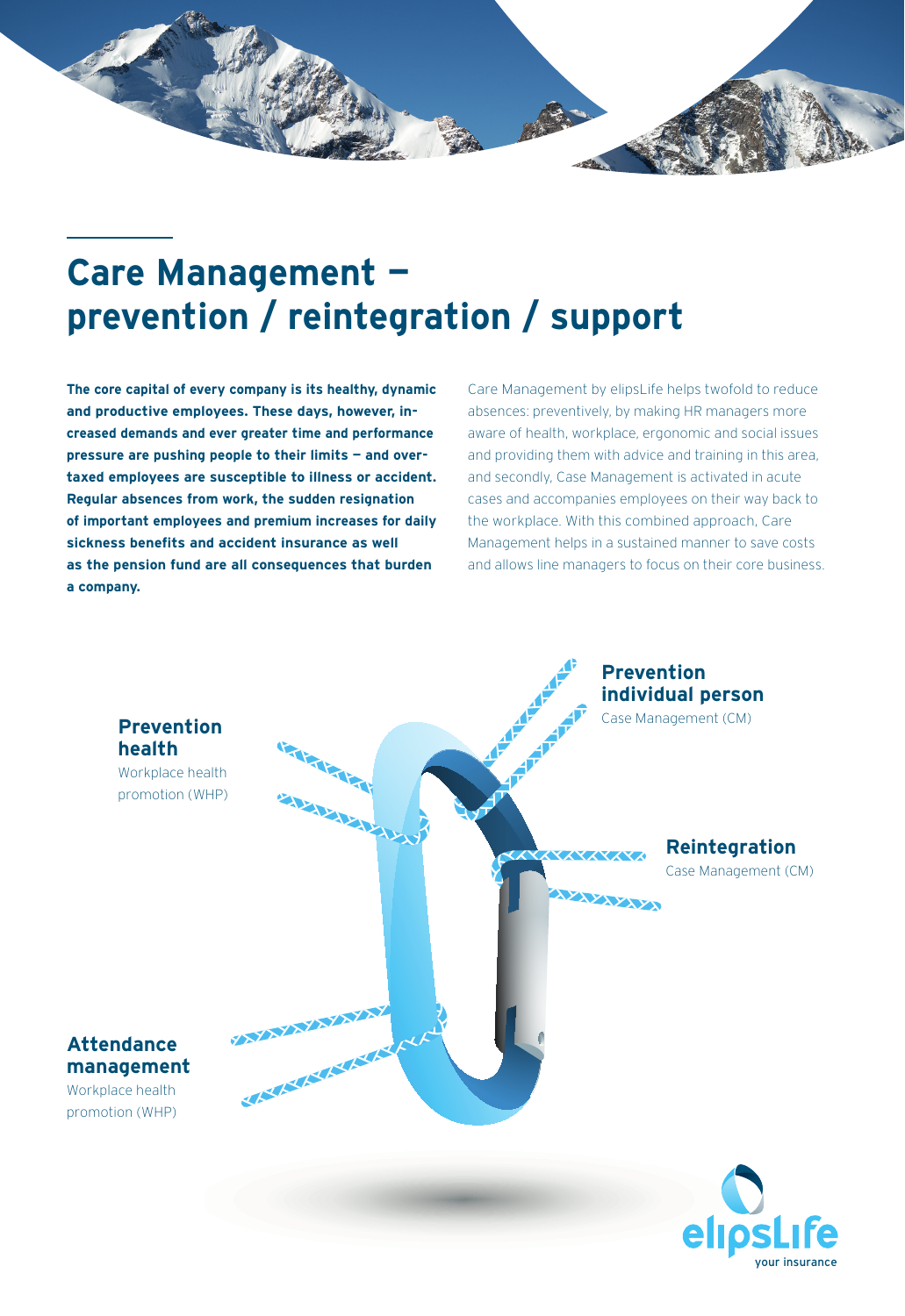# Care Management – prevention / reintegration / support

**The core capital of every company is its healthy, dynamic and productive employees. These days, however, increased demands and ever greater time and performance pressure are pushing people to their limits – and overtaxed employees are susceptible to illness or accident. Regular absences from work, the sudden resignation of important employees and premium increases for daily sickness benefits and accident insurance as well as the pension fund are all consequences that burden a company.**

Care Management by elipsLife helps twofold to reduce absences: preventively, by making HR managers more aware of health, workplace, ergonomic and social issues and providing them with advice and training in this area, and secondly, Case Management is activated in acute cases and accompanies employees on their way back to the workplace. With this combined approach, Care Management helps in a sustained manner to save costs and allows line managers to focus on their core business.

**Prevention individual person**
Case Management (CM)

**Prevention health**
Workplace health promotion (WHP)

**Reintegration**
Case Management (CM)

**Attendance management**
Workplace health promotion (WHP)

elipsLife
your insurance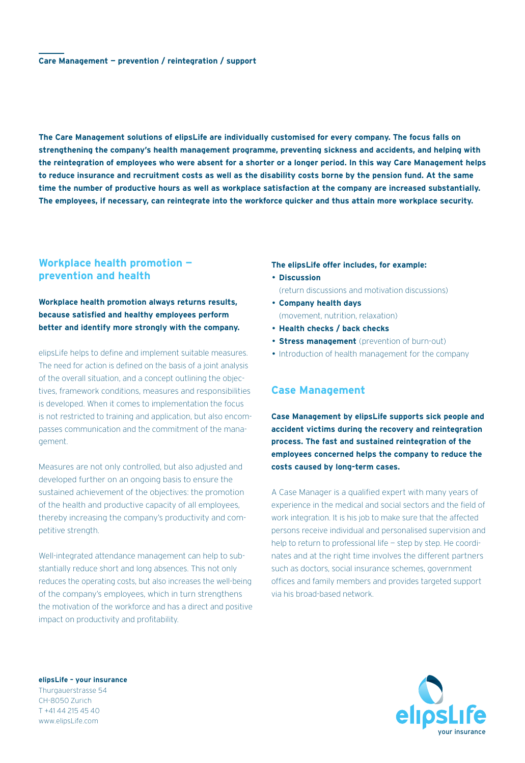**Care Management — prevention / reintegration / support**

**The Care Management solutions of elipsLife are individually customised for every company. The focus falls on strengthening the company's health management programme, preventing sickness and accidents, and helping with the reintegration of employees who were absent for a shorter or a longer period. In this way Care Management helps to reduce insurance and recruitment costs as well as the disability costs borne by the pension fund. At the same time the number of productive hours as well as workplace satisfaction at the company are increased substantially. The employees, if necessary, can reintegrate into the workforce quicker and thus attain more workplace security.**

## Workplace health promotion — prevention and health

**Workplace health promotion always returns results, because satisfied and healthy employees perform better and identify more strongly with the company.**

elipsLife helps to define and implement suitable measures. The need for action is defined on the basis of a joint analysis of the overall situation, and a concept outlining the objectives, framework conditions, measures and responsibilities is developed. When it comes to implementation the focus is not restricted to training and application, but also encompasses communication and the commitment of the management.

Measures are not only controlled, but also adjusted and developed further on an ongoing basis to ensure the sustained achievement of the objectives: the promotion of the health and productive capacity of all employees, thereby increasing the company's productivity and competitive strength.

Well-integrated attendance management can help to substantially reduce short and long absences. This not only reduces the operating costs, but also increases the well-being of the company's employees, which in turn strengthens the motivation of the workforce and has a direct and positive impact on productivity and profitability.

**The elipsLife offer includes, for example:**

- **Discussion** (return discussions and motivation discussions)
- **Company health days** (movement, nutrition, relaxation)
- **Health checks / back checks**
- **Stress management** (prevention of burn-out)
- Introduction of health management for the company

## Case Management

**Case Management by elipsLife supports sick people and accident victims during the recovery and reintegration process. The fast and sustained reintegration of the employees concerned helps the company to reduce the costs caused by long-term cases.**

A Case Manager is a qualified expert with many years of experience in the medical and social sectors and the field of work integration. It is his job to make sure that the affected persons receive individual and personalised supervision and help to return to professional life — step by step. He coordinates and at the right time involves the different partners such as doctors, social insurance schemes, government offices and family members and provides targeted support via his broad-based network.

**elipsLife – your insurance**
Thurgauerstrasse 54
CH-8050 Zurich
T +41 44 215 45 40
www.elipsLife.com

elipsLife
your insurance